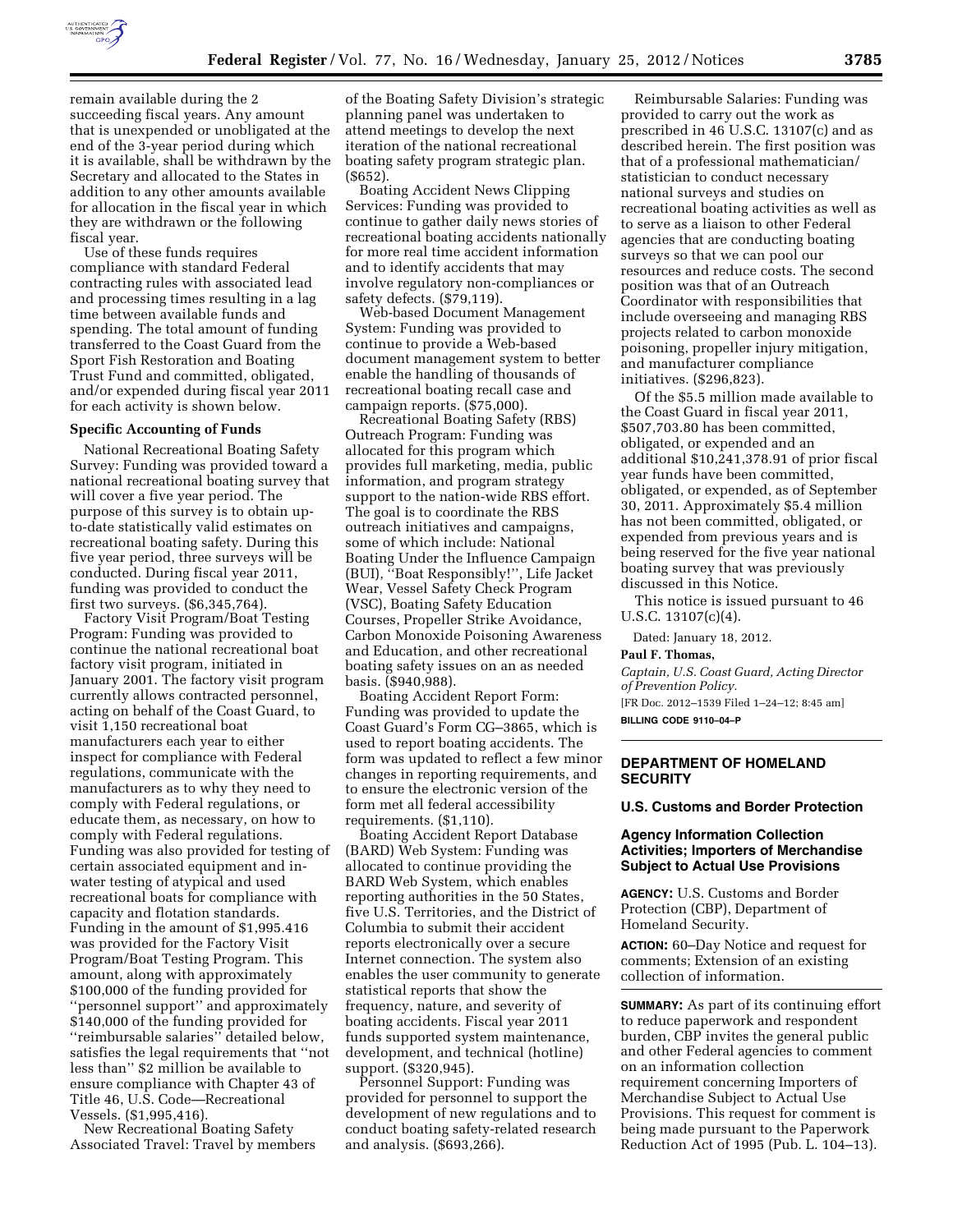remain available during the 2 succeeding fiscal years. Any amount that is unexpended or unobligated at the end of the 3-year period during which it is available, shall be withdrawn by the Secretary and allocated to the States in addition to any other amounts available for allocation in the fiscal year in which they are withdrawn or the following fiscal year.

Use of these funds requires compliance with standard Federal contracting rules with associated lead and processing times resulting in a lag time between available funds and spending. The total amount of funding transferred to the Coast Guard from the Sport Fish Restoration and Boating Trust Fund and committed, obligated, and/or expended during fiscal year 2011 for each activity is shown below.

**Specific Accounting of Funds**

National Recreational Boating Safety Survey: Funding was provided toward a national recreational boating survey that will cover a five year period. The purpose of this survey is to obtain up-to-date statistically valid estimates on recreational boating safety. During this five year period, three surveys will be conducted. During fiscal year 2011, funding was provided to conduct the first two surveys. ($6,345,764).

Factory Visit Program/Boat Testing Program: Funding was provided to continue the national recreational boat factory visit program, initiated in January 2001. The factory visit program currently allows contracted personnel, acting on behalf of the Coast Guard, to visit 1,150 recreational boat manufacturers each year to either inspect for compliance with Federal regulations, communicate with the manufacturers as to why they need to comply with Federal regulations, or educate them, as necessary, on how to comply with Federal regulations. Funding was also provided for testing of certain associated equipment and in-water testing of atypical and used recreational boats for compliance with capacity and flotation standards. Funding in the amount of $1,995.416 was provided for the Factory Visit Program/Boat Testing Program. This amount, along with approximately $100,000 of the funding provided for ''personnel support'' and approximately $140,000 of the funding provided for ''reimbursable salaries'' detailed below, satisfies the legal requirements that ''not less than'' $2 million be available to ensure compliance with Chapter 43 of Title 46, U.S. Code—Recreational Vessels. ($1,995,416).

New Recreational Boating Safety Associated Travel: Travel by members of the Boating Safety Division's strategic planning panel was undertaken to attend meetings to develop the next iteration of the national recreational boating safety program strategic plan. ($652).

Boating Accident News Clipping Services: Funding was provided to continue to gather daily news stories of recreational boating accidents nationally for more real time accident information and to identify accidents that may involve regulatory non-compliances or safety defects. ($79,119).

Web-based Document Management System: Funding was provided to continue to provide a Web-based document management system to better enable the handling of thousands of recreational boating recall case and campaign reports. ($75,000).

Recreational Boating Safety (RBS) Outreach Program: Funding was allocated for this program which provides full marketing, media, public information, and program strategy support to the nation-wide RBS effort. The goal is to coordinate the RBS outreach initiatives and campaigns, some of which include: National Boating Under the Influence Campaign (BUI), ''Boat Responsibly!'', Life Jacket Wear, Vessel Safety Check Program (VSC), Boating Safety Education Courses, Propeller Strike Avoidance, Carbon Monoxide Poisoning Awareness and Education, and other recreational boating safety issues on an as needed basis. ($940,988).

Boating Accident Report Form: Funding was provided to update the Coast Guard's Form CG–3865, which is used to report boating accidents. The form was updated to reflect a few minor changes in reporting requirements, and to ensure the electronic version of the form met all federal accessibility requirements. ($1,110).

Boating Accident Report Database (BARD) Web System: Funding was allocated to continue providing the BARD Web System, which enables reporting authorities in the 50 States, five U.S. Territories, and the District of Columbia to submit their accident reports electronically over a secure Internet connection. The system also enables the user community to generate statistical reports that show the frequency, nature, and severity of boating accidents. Fiscal year 2011 funds supported system maintenance, development, and technical (hotline) support. ($320,945).

Personnel Support: Funding was provided for personnel to support the development of new regulations and to conduct boating safety-related research and analysis. ($693,266).

Reimbursable Salaries: Funding was provided to carry out the work as prescribed in 46 U.S.C. 13107(c) and as described herein. The first position was that of a professional mathematician/statistician to conduct necessary national surveys and studies on recreational boating activities as well as to serve as a liaison to other Federal agencies that are conducting boating surveys so that we can pool our resources and reduce costs. The second position was that of an Outreach Coordinator with responsibilities that include overseeing and managing RBS projects related to carbon monoxide poisoning, propeller injury mitigation, and manufacturer compliance initiatives. ($296,823).

Of the $5.5 million made available to the Coast Guard in fiscal year 2011, $507,703.80 has been committed, obligated, or expended and an additional $10,241,378.91 of prior fiscal year funds have been committed, obligated, or expended, as of September 30, 2011. Approximately $5.4 million has not been committed, obligated, or expended from previous years and is being reserved for the five year national boating survey that was previously discussed in this Notice.

This notice is issued pursuant to 46 U.S.C. 13107(c)(4).

Dated: January 18, 2012.

**Paul F. Thomas,**

*Captain, U.S. Coast Guard, Acting Director of Prevention Policy.*

[FR Doc. 2012–1539 Filed 1–24–12; 8:45 am]

**BILLING CODE 9110–04–P**

## DEPARTMENT OF HOMELAND SECURITY

### U.S. Customs and Border Protection

### Agency Information Collection Activities; Importers of Merchandise Subject to Actual Use Provisions

**AGENCY:** U.S. Customs and Border Protection (CBP), Department of Homeland Security.

**ACTION:** 60–Day Notice and request for comments; Extension of an existing collection of information.

**SUMMARY:** As part of its continuing effort to reduce paperwork and respondent burden, CBP invites the general public and other Federal agencies to comment on an information collection requirement concerning Importers of Merchandise Subject to Actual Use Provisions. This request for comment is being made pursuant to the Paperwork Reduction Act of 1995 (Pub. L. 104–13).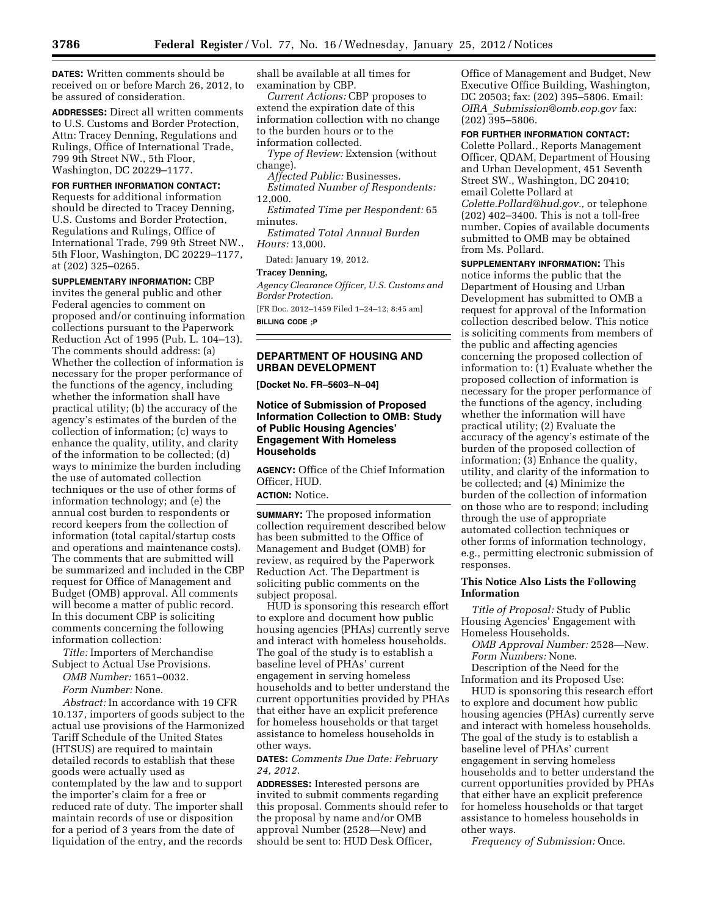**DATES:** Written comments should be received on or before March 26, 2012, to be assured of consideration.

**ADDRESSES:** Direct all written comments to U.S. Customs and Border Protection, Attn: Tracey Denning, Regulations and Rulings, Office of International Trade, 799 9th Street NW., 5th Floor, Washington, DC 20229–1177.

**FOR FURTHER INFORMATION CONTACT:** Requests for additional information should be directed to Tracey Denning, U.S. Customs and Border Protection, Regulations and Rulings, Office of International Trade, 799 9th Street NW., 5th Floor, Washington, DC 20229–1177, at (202) 325–0265.

**SUPPLEMENTARY INFORMATION:** CBP invites the general public and other Federal agencies to comment on proposed and/or continuing information collections pursuant to the Paperwork Reduction Act of 1995 (Pub. L. 104–13). The comments should address: (a) Whether the collection of information is necessary for the proper performance of the functions of the agency, including whether the information shall have practical utility; (b) the accuracy of the agency's estimates of the burden of the collection of information; (c) ways to enhance the quality, utility, and clarity of the information to be collected; (d) ways to minimize the burden including the use of automated collection techniques or the use of other forms of information technology; and (e) the annual cost burden to respondents or record keepers from the collection of information (total capital/startup costs and operations and maintenance costs). The comments that are submitted will be summarized and included in the CBP request for Office of Management and Budget (OMB) approval. All comments will become a matter of public record. In this document CBP is soliciting comments concerning the following information collection:

*Title:* Importers of Merchandise Subject to Actual Use Provisions.

*OMB Number:* 1651–0032.

*Form Number:* None.

*Abstract:* In accordance with 19 CFR 10.137, importers of goods subject to the actual use provisions of the Harmonized Tariff Schedule of the United States (HTSUS) are required to maintain detailed records to establish that these goods were actually used as contemplated by the law and to support the importer's claim for a free or reduced rate of duty. The importer shall maintain records of use or disposition for a period of 3 years from the date of liquidation of the entry, and the records shall be available at all times for examination by CBP.

*Current Actions:* CBP proposes to extend the expiration date of this information collection with no change to the burden hours or to the information collected.

*Type of Review:* Extension (without change).

*Affected Public:* Businesses.

*Estimated Number of Respondents:* 12,000.

*Estimated Time per Respondent:* 65 minutes.

*Estimated Total Annual Burden Hours:* 13,000.

Dated: January 19, 2012.

**Tracey Denning,**

*Agency Clearance Officer, U.S. Customs and Border Protection.*

[FR Doc. 2012–1459 Filed 1–24–12; 8:45 am]

**BILLING CODE ;P**

## DEPARTMENT OF HOUSING AND URBAN DEVELOPMENT

**[Docket No. FR–5603–N–04]**

### Notice of Submission of Proposed Information Collection to OMB: Study of Public Housing Agencies' Engagement With Homeless Households

**AGENCY:** Office of the Chief Information Officer, HUD.

**ACTION:** Notice.

**SUMMARY:** The proposed information collection requirement described below has been submitted to the Office of Management and Budget (OMB) for review, as required by the Paperwork Reduction Act. The Department is soliciting public comments on the subject proposal.

HUD is sponsoring this research effort to explore and document how public housing agencies (PHAs) currently serve and interact with homeless households. The goal of the study is to establish a baseline level of PHAs' current engagement in serving homeless households and to better understand the current opportunities provided by PHAs that either have an explicit preference for homeless households or that target assistance to homeless households in other ways.

**DATES:** *Comments Due Date: February 24, 2012.*

**ADDRESSES:** Interested persons are invited to submit comments regarding this proposal. Comments should refer to the proposal by name and/or OMB approval Number (2528—New) and should be sent to: HUD Desk Officer, Office of Management and Budget, New Executive Office Building, Washington, DC 20503; fax: (202) 395–5806. Email: *OIRA_Submission@omb.eop.gov* fax: (202) 395–5806.

**FOR FURTHER INFORMATION CONTACT:** Colette Pollard., Reports Management Officer, QDAM, Department of Housing and Urban Development, 451 Seventh Street SW., Washington, DC 20410; email Colette Pollard at *Colette.Pollard@hud.gov.,* or telephone (202) 402–3400. This is not a toll-free number. Copies of available documents submitted to OMB may be obtained from Ms. Pollard.

**SUPPLEMENTARY INFORMATION:** This notice informs the public that the Department of Housing and Urban Development has submitted to OMB a request for approval of the Information collection described below. This notice is soliciting comments from members of the public and affecting agencies concerning the proposed collection of information to: (1) Evaluate whether the proposed collection of information is necessary for the proper performance of the functions of the agency, including whether the information will have practical utility; (2) Evaluate the accuracy of the agency's estimate of the burden of the proposed collection of information; (3) Enhance the quality, utility, and clarity of the information to be collected; and (4) Minimize the burden of the collection of information on those who are to respond; including through the use of appropriate automated collection techniques or other forms of information technology, e.g., permitting electronic submission of responses.

### This Notice Also Lists the Following Information

*Title of Proposal:* Study of Public Housing Agencies' Engagement with Homeless Households.

*OMB Approval Number:* 2528—New.

*Form Numbers:* None.

Description of the Need for the Information and its Proposed Use:

HUD is sponsoring this research effort to explore and document how public housing agencies (PHAs) currently serve and interact with homeless households. The goal of the study is to establish a baseline level of PHAs' current engagement in serving homeless households and to better understand the current opportunities provided by PHAs that either have an explicit preference for homeless households or that target assistance to homeless households in other ways.

*Frequency of Submission:* Once.